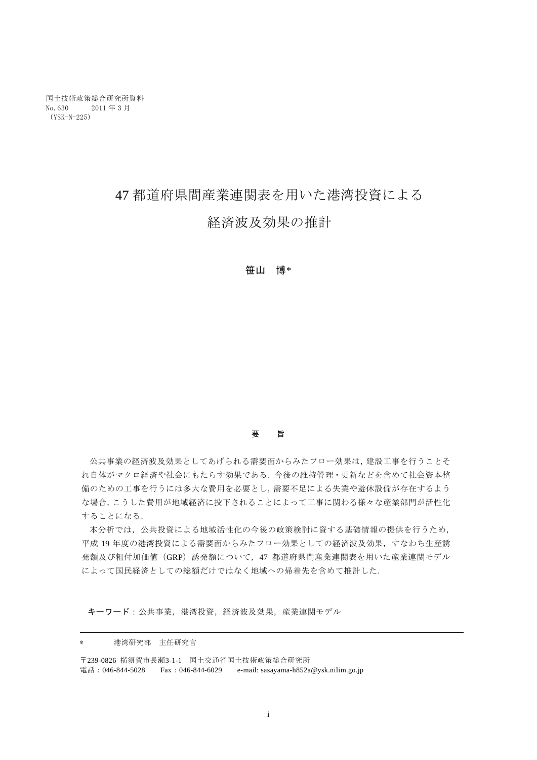国土技術政策総合研究所資料
No.630　　2011 年 3 月
（YSK-N-225）

# 47 都道府県間産業連関表を用いた港湾投資による経済波及効果の推計

**笹山　博***

## 要　旨

公共事業の経済波及効果としてあげられる需要面からみたフロー効果は，建設工事を行うことそれ自体がマクロ経済や社会にもたらす効果である．今後の維持管理・更新などを含めて社会資本整備のための工事を行うには多大な費用を必要とし，需要不足による失業や遊休設備が存在するような場合，こうした費用が地域経済に投下されることによって工事に関わる様々な産業部門が活性化することになる．

本分析では，公共投資による地域活性化の今後の政策検討に資する基礎情報の提供を行うため，平成 19 年度の港湾投資による需要面からみたフロー効果としての経済波及効果，すなわち生産誘発額及び粗付加価値（GRP）誘発額について，47 都道府県間産業連関表を用いた産業連関モデルによって国民経済としての総額だけではなく地域への帰着先を含めて推計した．

**キーワード**：公共事業，港湾投資，経済波及効果，産業連関モデル

---

*　　港湾研究部　主任研究官

〒239-0826 横須賀市長瀬3-1-1　国土交通省国土技術政策総合研究所
電話：046-844-5028　　Fax：046-844-6029　　e-mail: sasayama-h852a@ysk.nilim.go.jp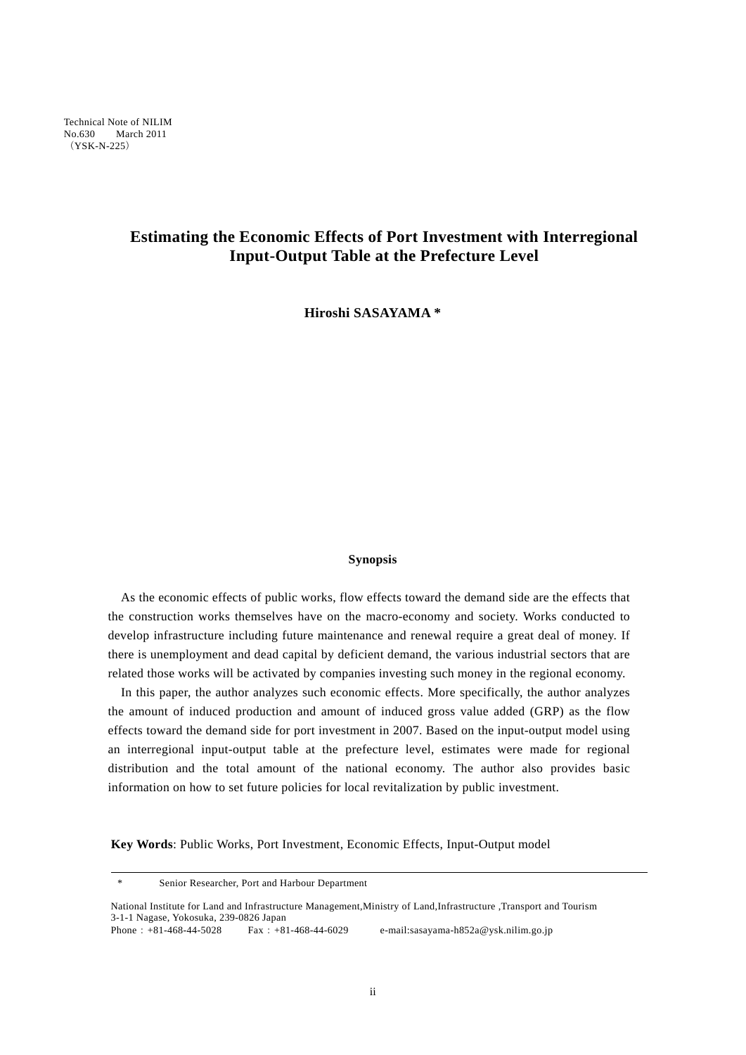Technical Note of NILIM
No.630　March 2011
（YSK-N-225）

# Estimating the Economic Effects of Port Investment with Interregional Input-Output Table at the Prefecture Level

**Hiroshi SASAYAMA \***

## Synopsis

As the economic effects of public works, flow effects toward the demand side are the effects that the construction works themselves have on the macro-economy and society. Works conducted to develop infrastructure including future maintenance and renewal require a great deal of money. If there is unemployment and dead capital by deficient demand, the various industrial sectors that are related those works will be activated by companies investing such money in the regional economy.

In this paper, the author analyzes such economic effects. More specifically, the author analyzes the amount of induced production and amount of induced gross value added (GRP) as the flow effects toward the demand side for port investment in 2007. Based on the input-output model using an interregional input-output table at the prefecture level, estimates were made for regional distribution and the total amount of the national economy. The author also provides basic information on how to set future policies for local revitalization by public investment.

**Key Words**: Public Works, Port Investment, Economic Effects, Input-Output model

\*　Senior Researcher, Port and Harbour Department

National Institute for Land and Infrastructure Management,Ministry of Land,Infrastructure ,Transport and Tourism
3-1-1 Nagase, Yokosuka, 239-0826 Japan
Phone：+81-468-44-5028　Fax：+81-468-44-6029　e-mail:sasayama-h852a@ysk.nilim.go.jp